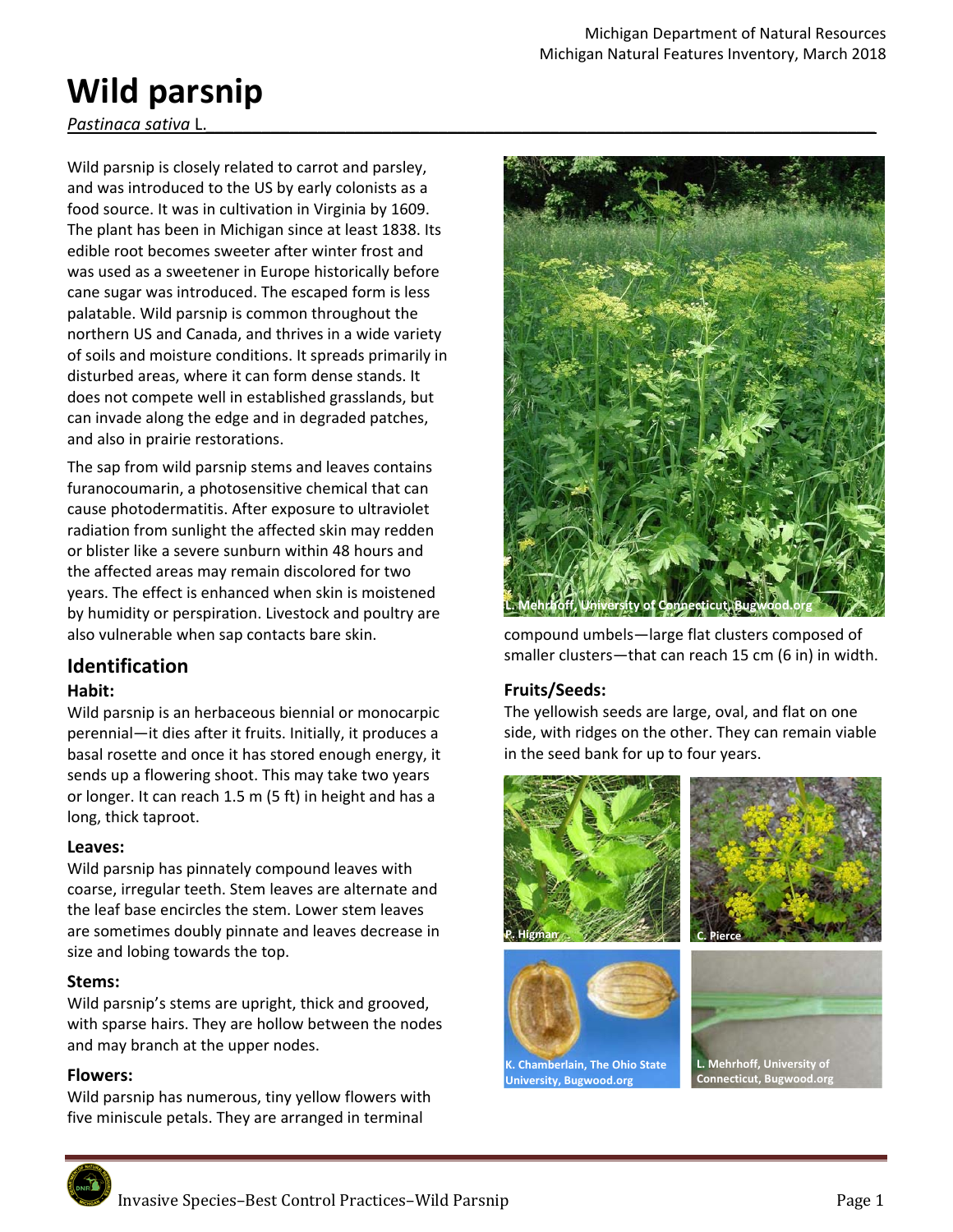Michigan Department of Natural Resources
Michigan Natural Features Inventory, March 2018

# Wild parsnip

*Pastinaca sativa* L.

Wild parsnip is closely related to carrot and parsley, and was introduced to the US by early colonists as a food source. It was in cultivation in Virginia by 1609. The plant has been in Michigan since at least 1838. Its edible root becomes sweeter after winter frost and was used as a sweetener in Europe historically before cane sugar was introduced. The escaped form is less palatable. Wild parsnip is common throughout the northern US and Canada, and thrives in a wide variety of soils and moisture conditions. It spreads primarily in disturbed areas, where it can form dense stands. It does not compete well in established grasslands, but can invade along the edge and in degraded patches, and also in prairie restorations.

The sap from wild parsnip stems and leaves contains furanocoumarin, a photosensitive chemical that can cause photodermatitis. After exposure to ultraviolet radiation from sunlight the affected skin may redden or blister like a severe sunburn within 48 hours and the affected areas may remain discolored for two years. The effect is enhanced when skin is moistened by humidity or perspiration. Livestock and poultry are also vulnerable when sap contacts bare skin.

## Identification

### Habit:

Wild parsnip is an herbaceous biennial or monocarpic perennial—it dies after it fruits. Initially, it produces a basal rosette and once it has stored enough energy, it sends up a flowering shoot. This may take two years or longer. It can reach 1.5 m (5 ft) in height and has a long, thick taproot.

### Leaves:

Wild parsnip has pinnately compound leaves with coarse, irregular teeth. Stem leaves are alternate and the leaf base encircles the stem. Lower stem leaves are sometimes doubly pinnate and leaves decrease in size and lobing towards the top.

### Stems:

Wild parsnip's stems are upright, thick and grooved, with sparse hairs. They are hollow between the nodes and may branch at the upper nodes.

### Flowers:

Wild parsnip has numerous, tiny yellow flowers with five miniscule petals. They are arranged in terminal compound umbels—large flat clusters composed of smaller clusters—that can reach 15 cm (6 in) in width.

L. Mehrhoff, University of Connecticut, Bugwood.org

### Fruits/Seeds:

The yellowish seeds are large, oval, and flat on one side, with ridges on the other. They can remain viable in the seed bank for up to four years.

P. Higman

C. Pierce

K. Chamberlain, The Ohio State University, Bugwood.org

L. Mehrhoff, University of Connecticut, Bugwood.org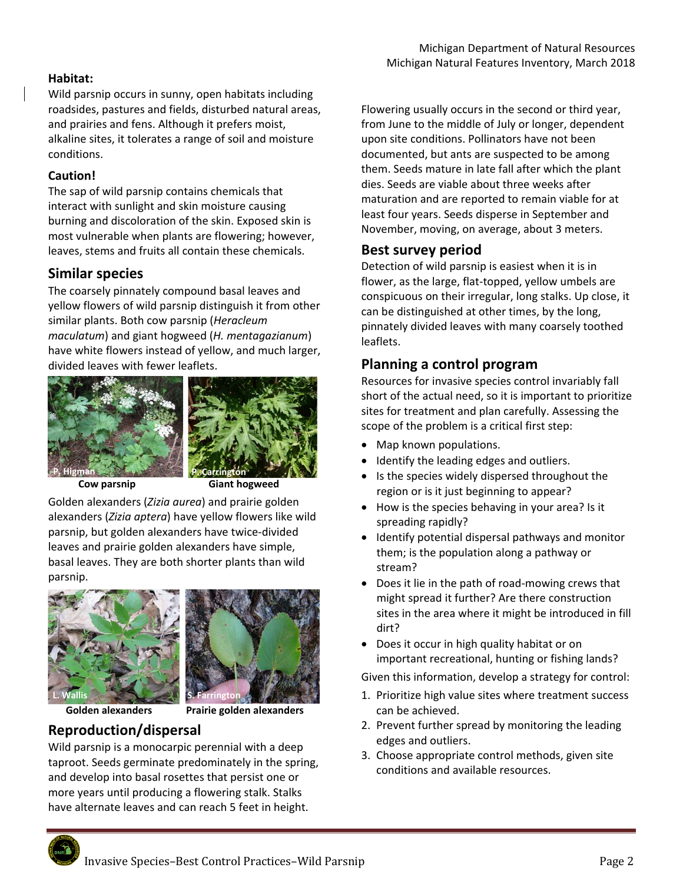### Habitat:

Wild parsnip occurs in sunny, open habitats including roadsides, pastures and fields, disturbed natural areas, and prairies and fens. Although it prefers moist, alkaline sites, it tolerates a range of soil and moisture conditions.

### Caution!

The sap of wild parsnip contains chemicals that interact with sunlight and skin moisture causing burning and discoloration of the skin. Exposed skin is most vulnerable when plants are flowering; however, leaves, stems and fruits all contain these chemicals.

## Similar species

The coarsely pinnately compound basal leaves and yellow flowers of wild parsnip distinguish it from other similar plants. Both cow parsnip (*Heracleum maculatum*) and giant hogweed (*H. mentagazianum*) have white flowers instead of yellow, and much larger, divided leaves with fewer leaflets.

P. Higman — **Cow parsnip**

P. Carrington — **Giant hogweed**

Golden alexanders (*Zizia aurea*) and prairie golden alexanders (*Zizia aptera*) have yellow flowers like wild parsnip, but golden alexanders have twice-divided leaves and prairie golden alexanders have simple, basal leaves. They are both shorter plants than wild parsnip.

L. Wallis — **Golden alexanders**

S. Farrington — **Prairie golden alexanders**

## Reproduction/dispersal

Wild parsnip is a monocarpic perennial with a deep taproot. Seeds germinate predominately in the spring, and develop into basal rosettes that persist one or more years until producing a flowering stalk. Stalks have alternate leaves and can reach 5 feet in height.

Flowering usually occurs in the second or third year, from June to the middle of July or longer, dependent upon site conditions. Pollinators have not been documented, but ants are suspected to be among them. Seeds mature in late fall after which the plant dies. Seeds are viable about three weeks after maturation and are reported to remain viable for at least four years. Seeds disperse in September and November, moving, on average, about 3 meters.

## Best survey period

Detection of wild parsnip is easiest when it is in flower, as the large, flat-topped, yellow umbels are conspicuous on their irregular, long stalks. Up close, it can be distinguished at other times, by the long, pinnately divided leaves with many coarsely toothed leaflets.

## Planning a control program

Resources for invasive species control invariably fall short of the actual need, so it is important to prioritize sites for treatment and plan carefully. Assessing the scope of the problem is a critical first step:

- Map known populations.
- Identify the leading edges and outliers.
- Is the species widely dispersed throughout the region or is it just beginning to appear?
- How is the species behaving in your area? Is it spreading rapidly?
- Identify potential dispersal pathways and monitor them; is the population along a pathway or stream?
- Does it lie in the path of road-mowing crews that might spread it further? Are there construction sites in the area where it might be introduced in fill dirt?
- Does it occur in high quality habitat or on important recreational, hunting or fishing lands?

Given this information, develop a strategy for control:

1. Prioritize high value sites where treatment success can be achieved.
2. Prevent further spread by monitoring the leading edges and outliers.
3. Choose appropriate control methods, given site conditions and available resources.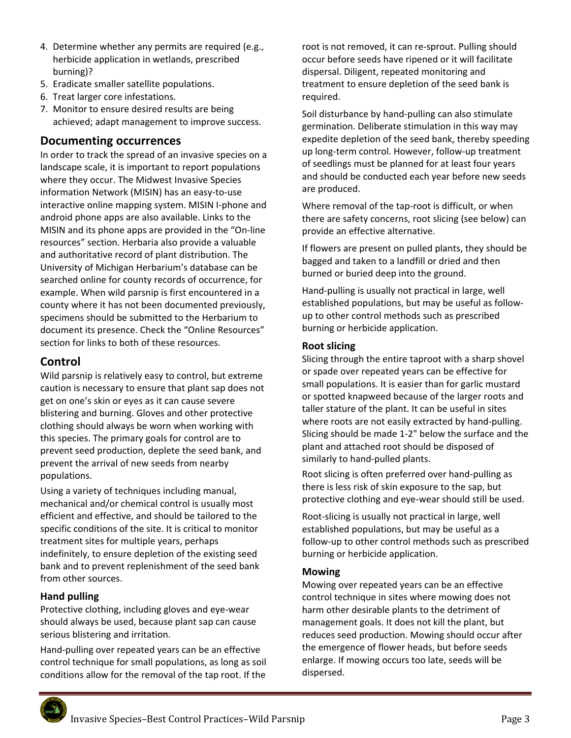4. Determine whether any permits are required (e.g., herbicide application in wetlands, prescribed burning)?
5. Eradicate smaller satellite populations.
6. Treat larger core infestations.
7. Monitor to ensure desired results are being achieved; adapt management to improve success.

## Documenting occurrences

In order to track the spread of an invasive species on a landscape scale, it is important to report populations where they occur. The Midwest Invasive Species information Network (MISIN) has an easy-to-use interactive online mapping system. MISIN I-phone and android phone apps are also available. Links to the MISIN and its phone apps are provided in the "On-line resources" section. Herbaria also provide a valuable and authoritative record of plant distribution. The University of Michigan Herbarium's database can be searched online for county records of occurrence, for example. When wild parsnip is first encountered in a county where it has not been documented previously, specimens should be submitted to the Herbarium to document its presence. Check the "Online Resources" section for links to both of these resources.

## Control

Wild parsnip is relatively easy to control, but extreme caution is necessary to ensure that plant sap does not get on one's skin or eyes as it can cause severe blistering and burning. Gloves and other protective clothing should always be worn when working with this species. The primary goals for control are to prevent seed production, deplete the seed bank, and prevent the arrival of new seeds from nearby populations.

Using a variety of techniques including manual, mechanical and/or chemical control is usually most efficient and effective, and should be tailored to the specific conditions of the site. It is critical to monitor treatment sites for multiple years, perhaps indefinitely, to ensure depletion of the existing seed bank and to prevent replenishment of the seed bank from other sources.

### Hand pulling

Protective clothing, including gloves and eye-wear should always be used, because plant sap can cause serious blistering and irritation.

Hand-pulling over repeated years can be an effective control technique for small populations, as long as soil conditions allow for the removal of the tap root. If the root is not removed, it can re-sprout. Pulling should occur before seeds have ripened or it will facilitate dispersal. Diligent, repeated monitoring and treatment to ensure depletion of the seed bank is required.

Soil disturbance by hand-pulling can also stimulate germination. Deliberate stimulation in this way may expedite depletion of the seed bank, thereby speeding up long-term control. However, follow-up treatment of seedlings must be planned for at least four years and should be conducted each year before new seeds are produced.

Where removal of the tap-root is difficult, or when there are safety concerns, root slicing (see below) can provide an effective alternative.

If flowers are present on pulled plants, they should be bagged and taken to a landfill or dried and then burned or buried deep into the ground.

Hand-pulling is usually not practical in large, well established populations, but may be useful as follow-up to other control methods such as prescribed burning or herbicide application.

### Root slicing

Slicing through the entire taproot with a sharp shovel or spade over repeated years can be effective for small populations. It is easier than for garlic mustard or spotted knapweed because of the larger roots and taller stature of the plant. It can be useful in sites where roots are not easily extracted by hand-pulling. Slicing should be made 1-2" below the surface and the plant and attached root should be disposed of similarly to hand-pulled plants.

Root slicing is often preferred over hand-pulling as there is less risk of skin exposure to the sap, but protective clothing and eye-wear should still be used.

Root-slicing is usually not practical in large, well established populations, but may be useful as a follow-up to other control methods such as prescribed burning or herbicide application.

### Mowing

Mowing over repeated years can be an effective control technique in sites where mowing does not harm other desirable plants to the detriment of management goals. It does not kill the plant, but reduces seed production. Mowing should occur after the emergence of flower heads, but before seeds enlarge. If mowing occurs too late, seeds will be dispersed.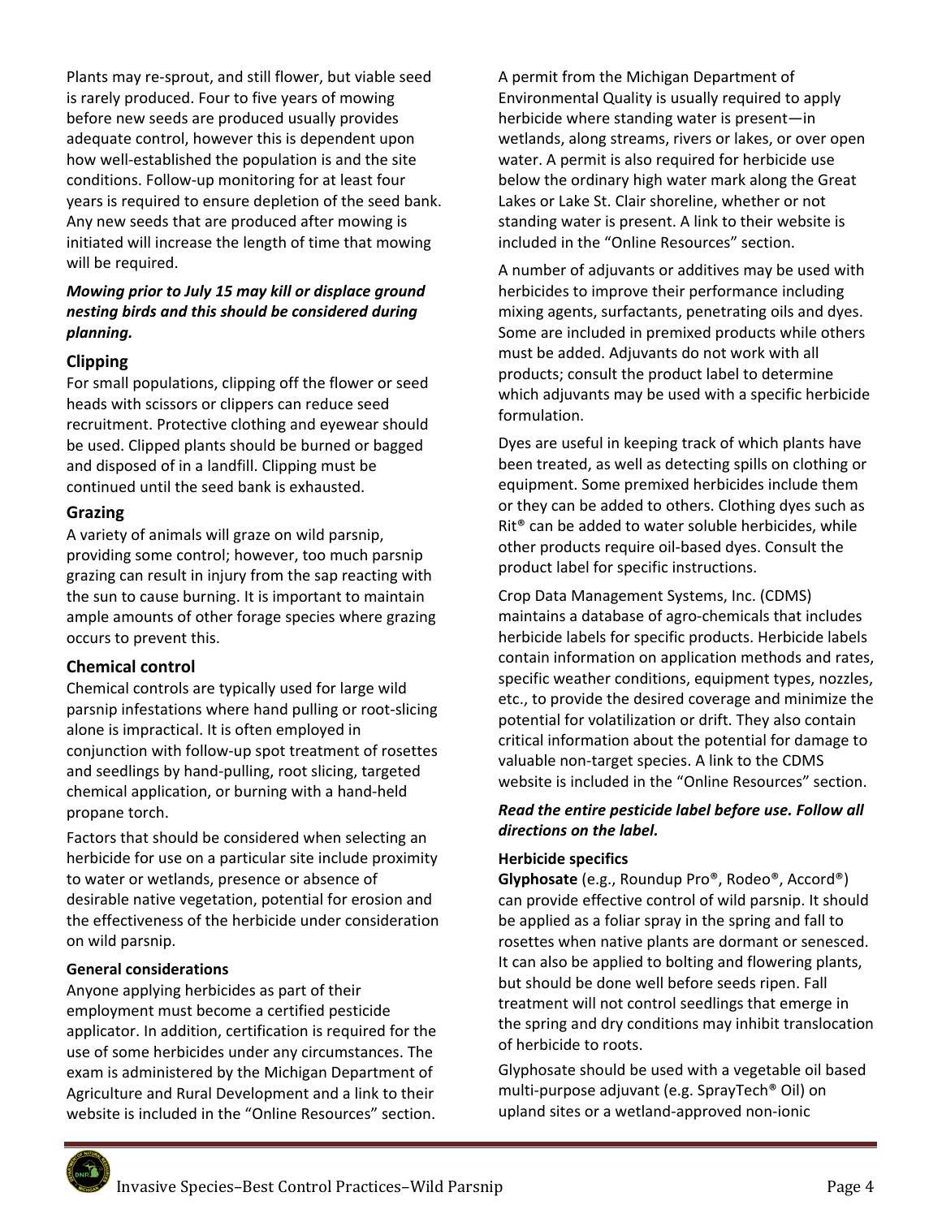Plants may re-sprout, and still flower, but viable seed is rarely produced. Four to five years of mowing before new seeds are produced usually provides adequate control, however this is dependent upon how well-established the population is and the site conditions. Follow-up monitoring for at least four years is required to ensure depletion of the seed bank. Any new seeds that are produced after mowing is initiated will increase the length of time that mowing will be required.

***Mowing prior to July 15 may kill or displace ground nesting birds and this should be considered during planning.***

### Clipping

For small populations, clipping off the flower or seed heads with scissors or clippers can reduce seed recruitment. Protective clothing and eyewear should be used. Clipped plants should be burned or bagged and disposed of in a landfill. Clipping must be continued until the seed bank is exhausted.

### Grazing

A variety of animals will graze on wild parsnip, providing some control; however, too much parsnip grazing can result in injury from the sap reacting with the sun to cause burning. It is important to maintain ample amounts of other forage species where grazing occurs to prevent this.

### Chemical control

Chemical controls are typically used for large wild parsnip infestations where hand pulling or root-slicing alone is impractical. It is often employed in conjunction with follow-up spot treatment of rosettes and seedlings by hand-pulling, root slicing, targeted chemical application, or burning with a hand-held propane torch.

Factors that should be considered when selecting an herbicide for use on a particular site include proximity to water or wetlands, presence or absence of desirable native vegetation, potential for erosion and the effectiveness of the herbicide under consideration on wild parsnip.

#### General considerations

Anyone applying herbicides as part of their employment must become a certified pesticide applicator. In addition, certification is required for the use of some herbicides under any circumstances. The exam is administered by the Michigan Department of Agriculture and Rural Development and a link to their website is included in the "Online Resources" section.

A permit from the Michigan Department of Environmental Quality is usually required to apply herbicide where standing water is present—in wetlands, along streams, rivers or lakes, or over open water. A permit is also required for herbicide use below the ordinary high water mark along the Great Lakes or Lake St. Clair shoreline, whether or not standing water is present. A link to their website is included in the "Online Resources" section.

A number of adjuvants or additives may be used with herbicides to improve their performance including mixing agents, surfactants, penetrating oils and dyes. Some are included in premixed products while others must be added. Adjuvants do not work with all products; consult the product label to determine which adjuvants may be used with a specific herbicide formulation.

Dyes are useful in keeping track of which plants have been treated, as well as detecting spills on clothing or equipment. Some premixed herbicides include them or they can be added to others. Clothing dyes such as Rit® can be added to water soluble herbicides, while other products require oil-based dyes. Consult the product label for specific instructions.

Crop Data Management Systems, Inc. (CDMS) maintains a database of agro-chemicals that includes herbicide labels for specific products. Herbicide labels contain information on application methods and rates, specific weather conditions, equipment types, nozzles, etc., to provide the desired coverage and minimize the potential for volatilization or drift. They also contain critical information about the potential for damage to valuable non-target species. A link to the CDMS website is included in the "Online Resources" section.

***Read the entire pesticide label before use. Follow all directions on the label.***

#### Herbicide specifics

**Glyphosate** (e.g., Roundup Pro®, Rodeo®, Accord®) can provide effective control of wild parsnip. It should be applied as a foliar spray in the spring and fall to rosettes when native plants are dormant or senesced. It can also be applied to bolting and flowering plants, but should be done well before seeds ripen. Fall treatment will not control seedlings that emerge in the spring and dry conditions may inhibit translocation of herbicide to roots.

Glyphosate should be used with a vegetable oil based multi-purpose adjuvant (e.g. SprayTech® Oil) on upland sites or a wetland-approved non-ionic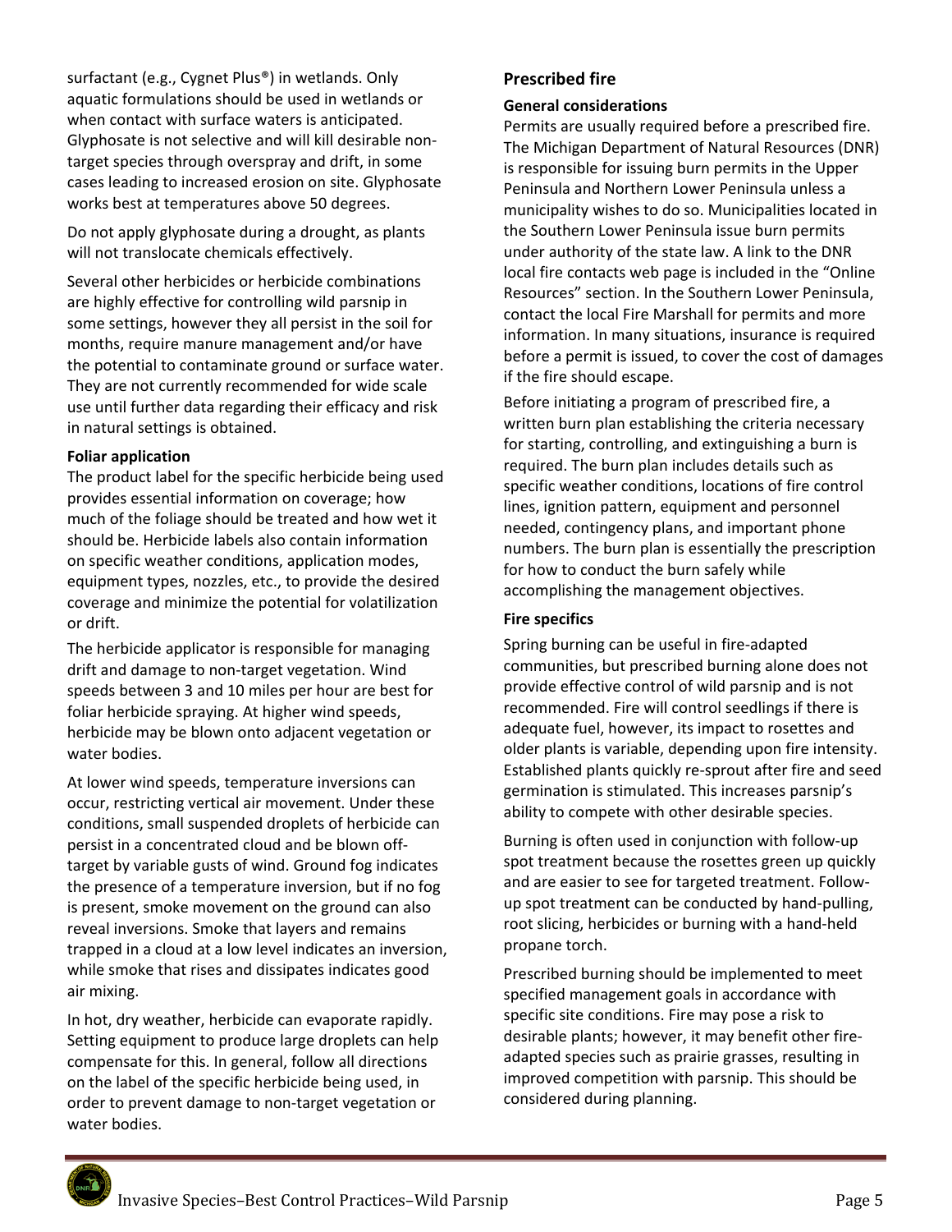surfactant (e.g., Cygnet Plus®) in wetlands. Only aquatic formulations should be used in wetlands or when contact with surface waters is anticipated. Glyphosate is not selective and will kill desirable non-target species through overspray and drift, in some cases leading to increased erosion on site. Glyphosate works best at temperatures above 50 degrees.

Do not apply glyphosate during a drought, as plants will not translocate chemicals effectively.

Several other herbicides or herbicide combinations are highly effective for controlling wild parsnip in some settings, however they all persist in the soil for months, require manure management and/or have the potential to contaminate ground or surface water. They are not currently recommended for wide scale use until further data regarding their efficacy and risk in natural settings is obtained.

#### Foliar application

The product label for the specific herbicide being used provides essential information on coverage; how much of the foliage should be treated and how wet it should be. Herbicide labels also contain information on specific weather conditions, application modes, equipment types, nozzles, etc., to provide the desired coverage and minimize the potential for volatilization or drift.

The herbicide applicator is responsible for managing drift and damage to non-target vegetation. Wind speeds between 3 and 10 miles per hour are best for foliar herbicide spraying. At higher wind speeds, herbicide may be blown onto adjacent vegetation or water bodies.

At lower wind speeds, temperature inversions can occur, restricting vertical air movement. Under these conditions, small suspended droplets of herbicide can persist in a concentrated cloud and be blown off-target by variable gusts of wind. Ground fog indicates the presence of a temperature inversion, but if no fog is present, smoke movement on the ground can also reveal inversions. Smoke that layers and remains trapped in a cloud at a low level indicates an inversion, while smoke that rises and dissipates indicates good air mixing.

In hot, dry weather, herbicide can evaporate rapidly. Setting equipment to produce large droplets can help compensate for this. In general, follow all directions on the label of the specific herbicide being used, in order to prevent damage to non-target vegetation or water bodies.

### Prescribed fire

#### General considerations

Permits are usually required before a prescribed fire. The Michigan Department of Natural Resources (DNR) is responsible for issuing burn permits in the Upper Peninsula and Northern Lower Peninsula unless a municipality wishes to do so. Municipalities located in the Southern Lower Peninsula issue burn permits under authority of the state law. A link to the DNR local fire contacts web page is included in the "Online Resources" section. In the Southern Lower Peninsula, contact the local Fire Marshall for permits and more information. In many situations, insurance is required before a permit is issued, to cover the cost of damages if the fire should escape.

Before initiating a program of prescribed fire, a written burn plan establishing the criteria necessary for starting, controlling, and extinguishing a burn is required. The burn plan includes details such as specific weather conditions, locations of fire control lines, ignition pattern, equipment and personnel needed, contingency plans, and important phone numbers. The burn plan is essentially the prescription for how to conduct the burn safely while accomplishing the management objectives.

#### Fire specifics

Spring burning can be useful in fire-adapted communities, but prescribed burning alone does not provide effective control of wild parsnip and is not recommended. Fire will control seedlings if there is adequate fuel, however, its impact to rosettes and older plants is variable, depending upon fire intensity. Established plants quickly re-sprout after fire and seed germination is stimulated. This increases parsnip's ability to compete with other desirable species.

Burning is often used in conjunction with follow-up spot treatment because the rosettes green up quickly and are easier to see for targeted treatment. Follow-up spot treatment can be conducted by hand-pulling, root slicing, herbicides or burning with a hand-held propane torch.

Prescribed burning should be implemented to meet specified management goals in accordance with specific site conditions. Fire may pose a risk to desirable plants; however, it may benefit other fire-adapted species such as prairie grasses, resulting in improved competition with parsnip. This should be considered during planning.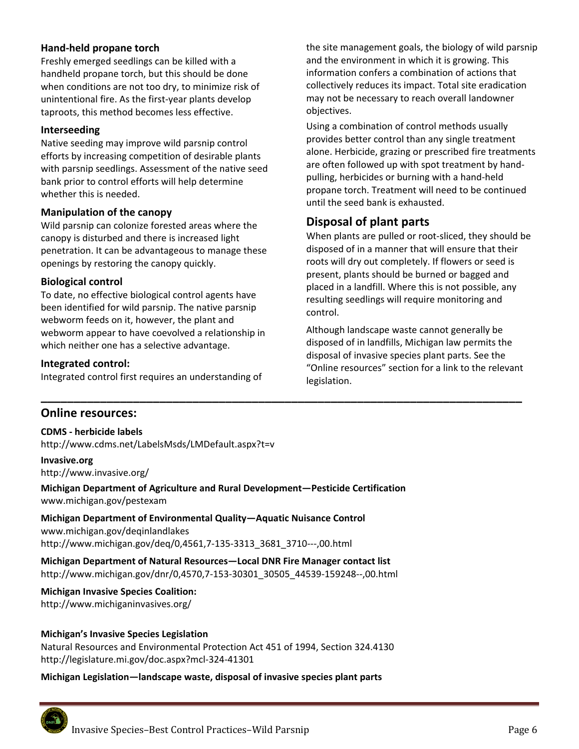### Hand-held propane torch

Freshly emerged seedlings can be killed with a handheld propane torch, but this should be done when conditions are not too dry, to minimize risk of unintentional fire. As the first-year plants develop taproots, this method becomes less effective.

### Interseeding

Native seeding may improve wild parsnip control efforts by increasing competition of desirable plants with parsnip seedlings. Assessment of the native seed bank prior to control efforts will help determine whether this is needed.

### Manipulation of the canopy

Wild parsnip can colonize forested areas where the canopy is disturbed and there is increased light penetration. It can be advantageous to manage these openings by restoring the canopy quickly.

### Biological control

To date, no effective biological control agents have been identified for wild parsnip. The native parsnip webworm feeds on it, however, the plant and webworm appear to have coevolved a relationship in which neither one has a selective advantage.

### Integrated control:

Integrated control first requires an understanding of the site management goals, the biology of wild parsnip and the environment in which it is growing. This information confers a combination of actions that collectively reduces its impact. Total site eradication may not be necessary to reach overall landowner objectives.

Using a combination of control methods usually provides better control than any single treatment alone. Herbicide, grazing or prescribed fire treatments are often followed up with spot treatment by hand-pulling, herbicides or burning with a hand-held propane torch. Treatment will need to be continued until the seed bank is exhausted.

## Disposal of plant parts

When plants are pulled or root-sliced, they should be disposed of in a manner that will ensure that their roots will dry out completely. If flowers or seed is present, plants should be burned or bagged and placed in a landfill. Where this is not possible, any resulting seedlings will require monitoring and control.

Although landscape waste cannot generally be disposed of in landfills, Michigan law permits the disposal of invasive species plant parts. See the "Online resources" section for a link to the relevant legislation.

---

## Online resources:

**CDMS - herbicide labels**
http://www.cdms.net/LabelsMsds/LMDefault.aspx?t=v

**Invasive.org**
http://www.invasive.org/

**Michigan Department of Agriculture and Rural Development—Pesticide Certification**
www.michigan.gov/pestexam

**Michigan Department of Environmental Quality—Aquatic Nuisance Control**
www.michigan.gov/deqinlandlakes
http://www.michigan.gov/deq/0,4561,7-135-3313_3681_3710---,00.html

**Michigan Department of Natural Resources—Local DNR Fire Manager contact list**
http://www.michigan.gov/dnr/0,4570,7-153-30301_30505_44539-159248--,00.html

**Michigan Invasive Species Coalition:**
http://www.michiganinvasives.org/

**Michigan's Invasive Species Legislation**
Natural Resources and Environmental Protection Act 451 of 1994, Section 324.4130
http://legislature.mi.gov/doc.aspx?mcl-324-41301

**Michigan Legislation—landscape waste, disposal of invasive species plant parts**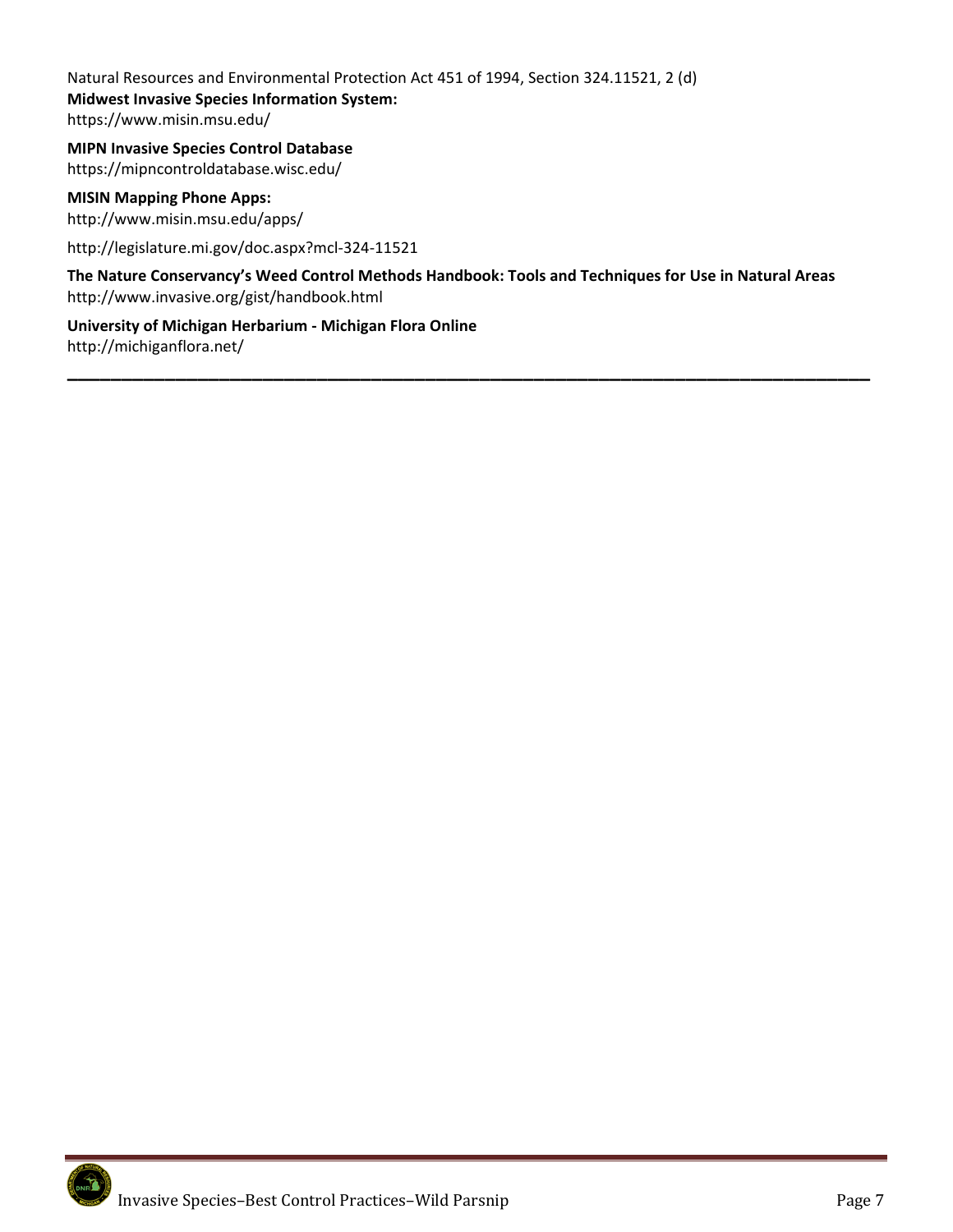Natural Resources and Environmental Protection Act 451 of 1994, Section 324.11521, 2 (d)

**Midwest Invasive Species Information System:**
https://www.misin.msu.edu/

**MIPN Invasive Species Control Database**
https://mipncontroldatabase.wisc.edu/

**MISIN Mapping Phone Apps:**
http://www.misin.msu.edu/apps/

http://legislature.mi.gov/doc.aspx?mcl-324-11521

**The Nature Conservancy's Weed Control Methods Handbook: Tools and Techniques for Use in Natural Areas**
http://www.invasive.org/gist/handbook.html

**University of Michigan Herbarium - Michigan Flora Online**
http://michiganflora.net/

---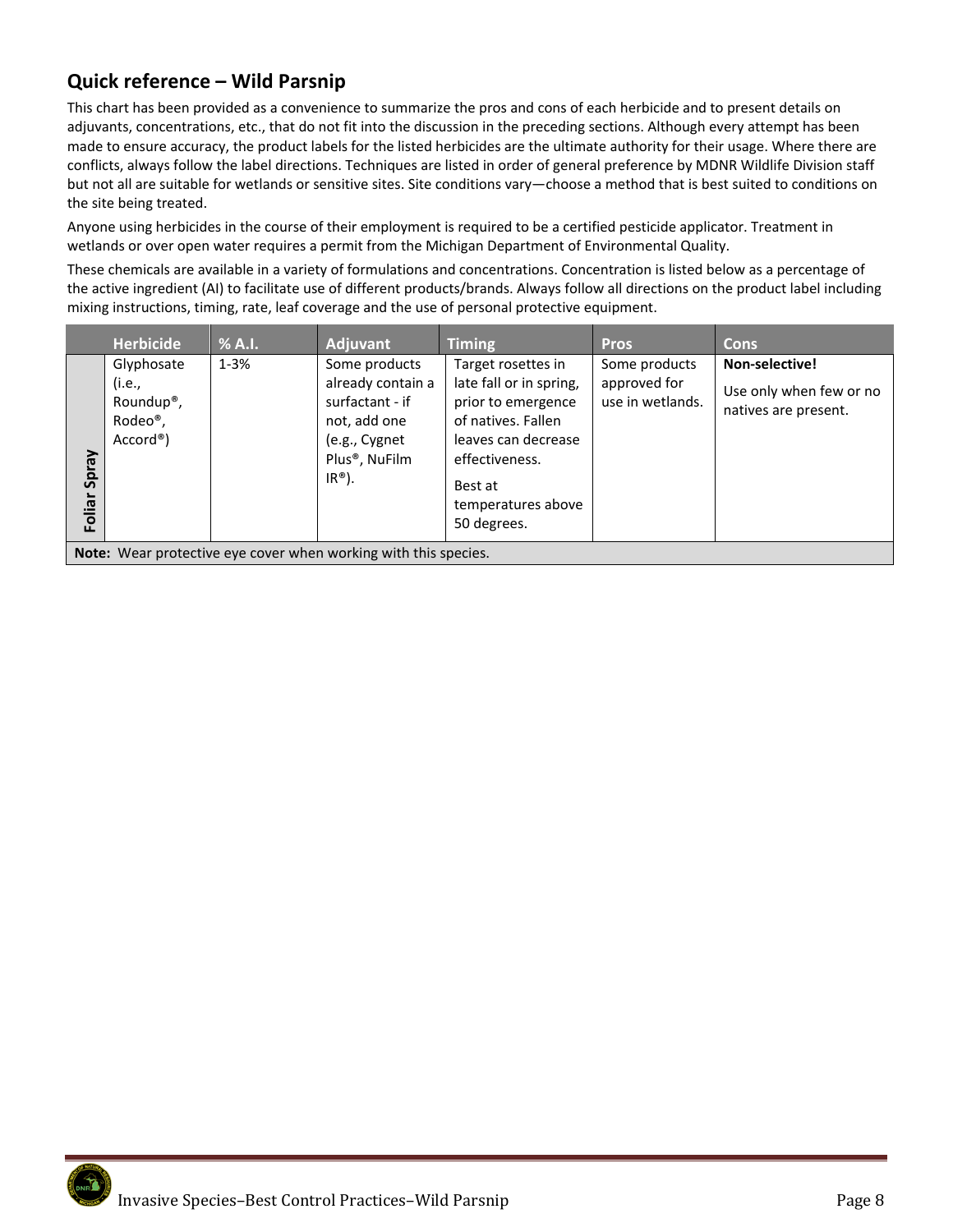## Quick reference – Wild Parsnip

This chart has been provided as a convenience to summarize the pros and cons of each herbicide and to present details on adjuvants, concentrations, etc., that do not fit into the discussion in the preceding sections. Although every attempt has been made to ensure accuracy, the product labels for the listed herbicides are the ultimate authority for their usage. Where there are conflicts, always follow the label directions. Techniques are listed in order of general preference by MDNR Wildlife Division staff but not all are suitable for wetlands or sensitive sites. Site conditions vary—choose a method that is best suited to conditions on the site being treated.

Anyone using herbicides in the course of their employment is required to be a certified pesticide applicator. Treatment in wetlands or over open water requires a permit from the Michigan Department of Environmental Quality.

These chemicals are available in a variety of formulations and concentrations. Concentration is listed below as a percentage of the active ingredient (AI) to facilitate use of different products/brands. Always follow all directions on the product label including mixing instructions, timing, rate, leaf coverage and the use of personal protective equipment.

| | Herbicide | % A.I. | Adjuvant | Timing | Pros | Cons |
|---|---|---|---|---|---|---|
| **Foliar Spray** | Glyphosate (i.e., Roundup®, Rodeo®, Accord®) | 1-3% | Some products already contain a surfactant - if not, add one (e.g., Cygnet Plus®, NuFilm IR®). | Target rosettes in late fall or in spring, prior to emergence of natives. Fallen leaves can decrease effectiveness. Best at temperatures above 50 degrees. | Some products approved for use in wetlands. | **Non-selective!** Use only when few or no natives are present. |

**Note:** Wear protective eye cover when working with this species.